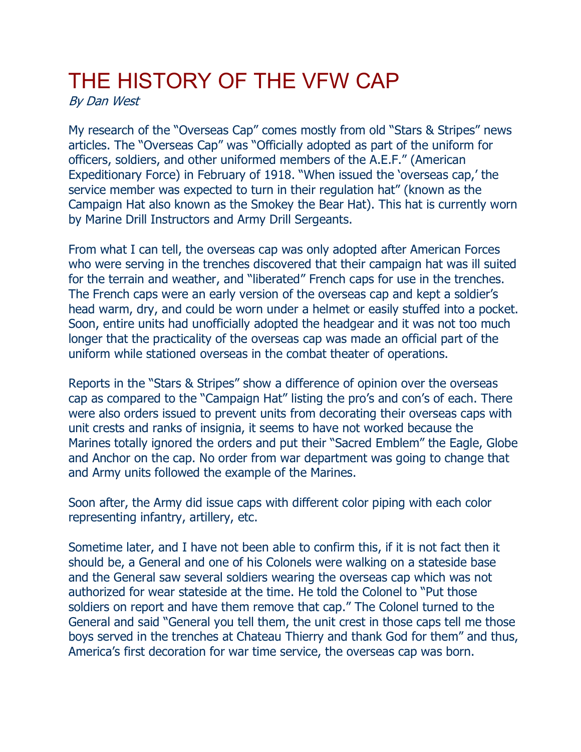# THE HISTORY OF THE VFW CAP

*By Dan West*

My research of the "Overseas Cap" comes mostly from old "Stars & Stripes" news articles. The "Overseas Cap" was "Officially adopted as part of the uniform for officers, soldiers, and other uniformed members of the A.E.F." (American Expeditionary Force) in February of 1918. "When issued the 'overseas cap,' the service member was expected to turn in their regulation hat" (known as the Campaign Hat also known as the Smokey the Bear Hat). This hat is currently worn by Marine Drill Instructors and Army Drill Sergeants.

From what I can tell, the overseas cap was only adopted after American Forces who were serving in the trenches discovered that their campaign hat was ill suited for the terrain and weather, and "liberated" French caps for use in the trenches. The French caps were an early version of the overseas cap and kept a soldier's head warm, dry, and could be worn under a helmet or easily stuffed into a pocket. Soon, entire units had unofficially adopted the headgear and it was not too much longer that the practicality of the overseas cap was made an official part of the uniform while stationed overseas in the combat theater of operations.

Reports in the "Stars & Stripes" show a difference of opinion over the overseas cap as compared to the "Campaign Hat" listing the pro's and con's of each. There were also orders issued to prevent units from decorating their overseas caps with unit crests and ranks of insignia, it seems to have not worked because the Marines totally ignored the orders and put their "Sacred Emblem" the Eagle, Globe and Anchor on the cap. No order from war department was going to change that and Army units followed the example of the Marines.

Soon after, the Army did issue caps with different color piping with each color representing infantry, artillery, etc.

Sometime later, and I have not been able to confirm this, if it is not fact then it should be, a General and one of his Colonels were walking on a stateside base and the General saw several soldiers wearing the overseas cap which was not authorized for wear stateside at the time. He told the Colonel to "Put those soldiers on report and have them remove that cap." The Colonel turned to the General and said "General you tell them, the unit crest in those caps tell me those boys served in the trenches at Chateau Thierry and thank God for them" and thus, America's first decoration for war time service, the overseas cap was born.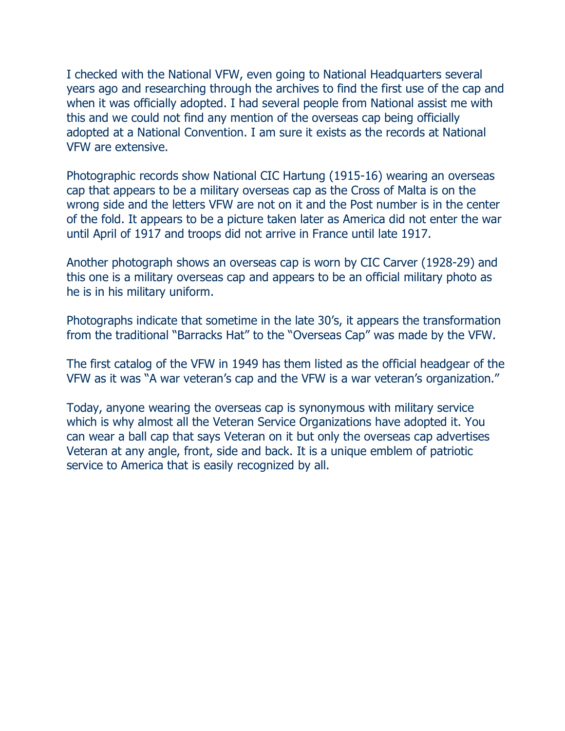I checked with the National VFW, even going to National Headquarters several years ago and researching through the archives to find the first use of the cap and when it was officially adopted. I had several people from National assist me with this and we could not find any mention of the overseas cap being officially adopted at a National Convention. I am sure it exists as the records at National VFW are extensive.

Photographic records show National CIC Hartung (1915-16) wearing an overseas cap that appears to be a military overseas cap as the Cross of Malta is on the wrong side and the letters VFW are not on it and the Post number is in the center of the fold. It appears to be a picture taken later as America did not enter the war until April of 1917 and troops did not arrive in France until late 1917.

Another photograph shows an overseas cap is worn by CIC Carver (1928-29) and this one is a military overseas cap and appears to be an official military photo as he is in his military uniform.

Photographs indicate that sometime in the late 30's, it appears the transformation from the traditional "Barracks Hat" to the "Overseas Cap" was made by the VFW.

The first catalog of the VFW in 1949 has them listed as the official headgear of the VFW as it was "A war veteran's cap and the VFW is a war veteran's organization."

Today, anyone wearing the overseas cap is synonymous with military service which is why almost all the Veteran Service Organizations have adopted it. You can wear a ball cap that says Veteran on it but only the overseas cap advertises Veteran at any angle, front, side and back. It is a unique emblem of patriotic service to America that is easily recognized by all.